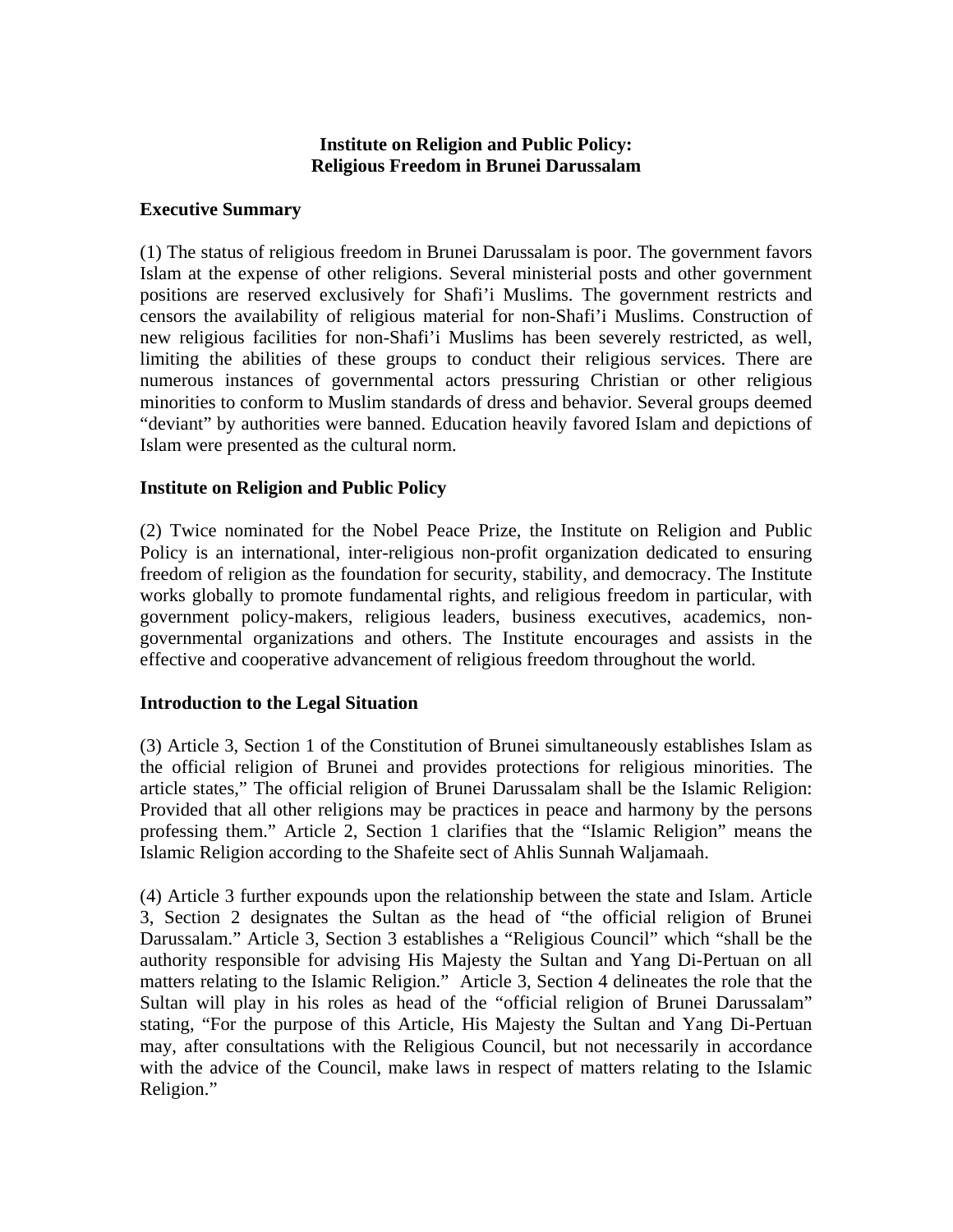**Institute on Religion and Public Policy:**
**Religious Freedom in Brunei Darussalam**

## Executive Summary

(1) The status of religious freedom in Brunei Darussalam is poor. The government favors Islam at the expense of other religions. Several ministerial posts and other government positions are reserved exclusively for Shafi'i Muslims. The government restricts and censors the availability of religious material for non-Shafi'i Muslims. Construction of new religious facilities for non-Shafi'i Muslims has been severely restricted, as well, limiting the abilities of these groups to conduct their religious services. There are numerous instances of governmental actors pressuring Christian or other religious minorities to conform to Muslim standards of dress and behavior. Several groups deemed "deviant" by authorities were banned. Education heavily favored Islam and depictions of Islam were presented as the cultural norm.

## Institute on Religion and Public Policy

(2) Twice nominated for the Nobel Peace Prize, the Institute on Religion and Public Policy is an international, inter-religious non-profit organization dedicated to ensuring freedom of religion as the foundation for security, stability, and democracy. The Institute works globally to promote fundamental rights, and religious freedom in particular, with government policy-makers, religious leaders, business executives, academics, non-governmental organizations and others. The Institute encourages and assists in the effective and cooperative advancement of religious freedom throughout the world.

## Introduction to the Legal Situation

(3) Article 3, Section 1 of the Constitution of Brunei simultaneously establishes Islam as the official religion of Brunei and provides protections for religious minorities. The article states," The official religion of Brunei Darussalam shall be the Islamic Religion: Provided that all other religions may be practices in peace and harmony by the persons professing them." Article 2, Section 1 clarifies that the "Islamic Religion" means the Islamic Religion according to the Shafeite sect of Ahlis Sunnah Waljamaah.

(4) Article 3 further expounds upon the relationship between the state and Islam. Article 3, Section 2 designates the Sultan as the head of "the official religion of Brunei Darussalam." Article 3, Section 3 establishes a "Religious Council" which "shall be the authority responsible for advising His Majesty the Sultan and Yang Di-Pertuan on all matters relating to the Islamic Religion." Article 3, Section 4 delineates the role that the Sultan will play in his roles as head of the "official religion of Brunei Darussalam" stating, "For the purpose of this Article, His Majesty the Sultan and Yang Di-Pertuan may, after consultations with the Religious Council, but not necessarily in accordance with the advice of the Council, make laws in respect of matters relating to the Islamic Religion."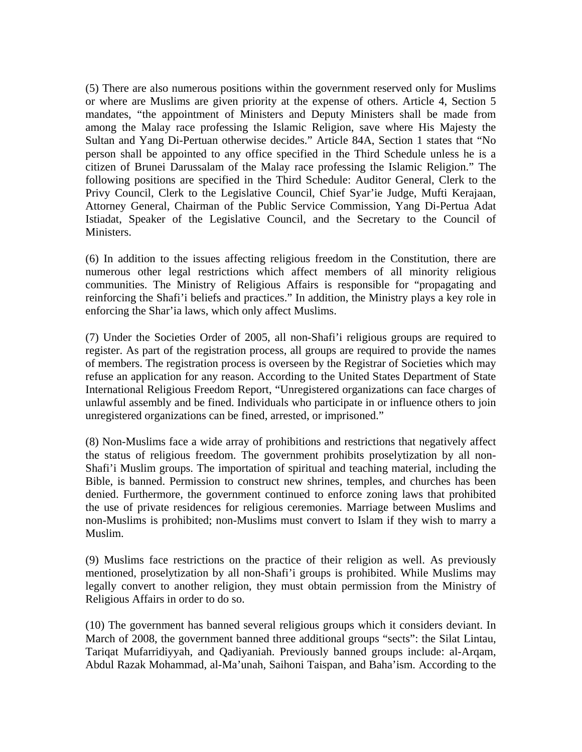(5) There are also numerous positions within the government reserved only for Muslims or where are Muslims are given priority at the expense of others. Article 4, Section 5 mandates, "the appointment of Ministers and Deputy Ministers shall be made from among the Malay race professing the Islamic Religion, save where His Majesty the Sultan and Yang Di-Pertuan otherwise decides." Article 84A, Section 1 states that "No person shall be appointed to any office specified in the Third Schedule unless he is a citizen of Brunei Darussalam of the Malay race professing the Islamic Religion." The following positions are specified in the Third Schedule: Auditor General, Clerk to the Privy Council, Clerk to the Legislative Council, Chief Syar'ie Judge, Mufti Kerajaan, Attorney General, Chairman of the Public Service Commission, Yang Di-Pertua Adat Istiadat, Speaker of the Legislative Council, and the Secretary to the Council of Ministers.

(6) In addition to the issues affecting religious freedom in the Constitution, there are numerous other legal restrictions which affect members of all minority religious communities. The Ministry of Religious Affairs is responsible for "propagating and reinforcing the Shafi'i beliefs and practices." In addition, the Ministry plays a key role in enforcing the Shar'ia laws, which only affect Muslims.

(7) Under the Societies Order of 2005, all non-Shafi'i religious groups are required to register. As part of the registration process, all groups are required to provide the names of members. The registration process is overseen by the Registrar of Societies which may refuse an application for any reason. According to the United States Department of State International Religious Freedom Report, "Unregistered organizations can face charges of unlawful assembly and be fined. Individuals who participate in or influence others to join unregistered organizations can be fined, arrested, or imprisoned."

(8) Non-Muslims face a wide array of prohibitions and restrictions that negatively affect the status of religious freedom. The government prohibits proselytization by all non-Shafi'i Muslim groups. The importation of spiritual and teaching material, including the Bible, is banned. Permission to construct new shrines, temples, and churches has been denied. Furthermore, the government continued to enforce zoning laws that prohibited the use of private residences for religious ceremonies. Marriage between Muslims and non-Muslims is prohibited; non-Muslims must convert to Islam if they wish to marry a Muslim.

(9) Muslims face restrictions on the practice of their religion as well. As previously mentioned, proselytization by all non-Shafi'i groups is prohibited. While Muslims may legally convert to another religion, they must obtain permission from the Ministry of Religious Affairs in order to do so.

(10) The government has banned several religious groups which it considers deviant. In March of 2008, the government banned three additional groups "sects": the Silat Lintau, Tariqat Mufarridiyyah, and Qadiyaniah. Previously banned groups include: al-Arqam, Abdul Razak Mohammad, al-Ma'unah, Saihoni Taispan, and Baha'ism. According to the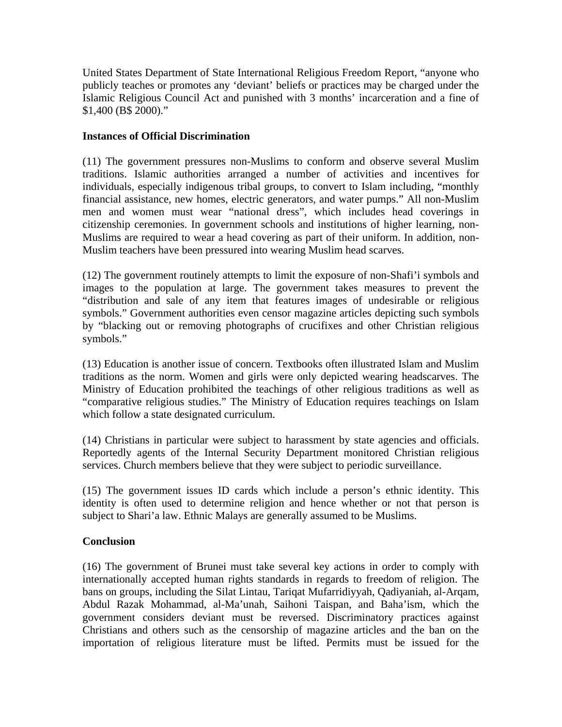United States Department of State International Religious Freedom Report, "anyone who publicly teaches or promotes any 'deviant' beliefs or practices may be charged under the Islamic Religious Council Act and punished with 3 months' incarceration and a fine of $1,400 (B$ 2000)."

**Instances of Official Discrimination**

(11) The government pressures non-Muslims to conform and observe several Muslim traditions. Islamic authorities arranged a number of activities and incentives for individuals, especially indigenous tribal groups, to convert to Islam including, "monthly financial assistance, new homes, electric generators, and water pumps." All non-Muslim men and women must wear "national dress", which includes head coverings in citizenship ceremonies. In government schools and institutions of higher learning, non-Muslims are required to wear a head covering as part of their uniform. In addition, non-Muslim teachers have been pressured into wearing Muslim head scarves.

(12) The government routinely attempts to limit the exposure of non-Shafi'i symbols and images to the population at large. The government takes measures to prevent the "distribution and sale of any item that features images of undesirable or religious symbols." Government authorities even censor magazine articles depicting such symbols by "blacking out or removing photographs of crucifixes and other Christian religious symbols."

(13) Education is another issue of concern. Textbooks often illustrated Islam and Muslim traditions as the norm. Women and girls were only depicted wearing headscarves. The Ministry of Education prohibited the teachings of other religious traditions as well as "comparative religious studies." The Ministry of Education requires teachings on Islam which follow a state designated curriculum.

(14) Christians in particular were subject to harassment by state agencies and officials. Reportedly agents of the Internal Security Department monitored Christian religious services. Church members believe that they were subject to periodic surveillance.

(15) The government issues ID cards which include a person's ethnic identity. This identity is often used to determine religion and hence whether or not that person is subject to Shari'a law. Ethnic Malays are generally assumed to be Muslims.

**Conclusion**

(16) The government of Brunei must take several key actions in order to comply with internationally accepted human rights standards in regards to freedom of religion. The bans on groups, including the Silat Lintau, Tariqat Mufarridiyyah, Qadiyaniah, al-Arqam, Abdul Razak Mohammad, al-Ma'unah, Saihoni Taispan, and Baha'ism, which the government considers deviant must be reversed. Discriminatory practices against Christians and others such as the censorship of magazine articles and the ban on the importation of religious literature must be lifted. Permits must be issued for the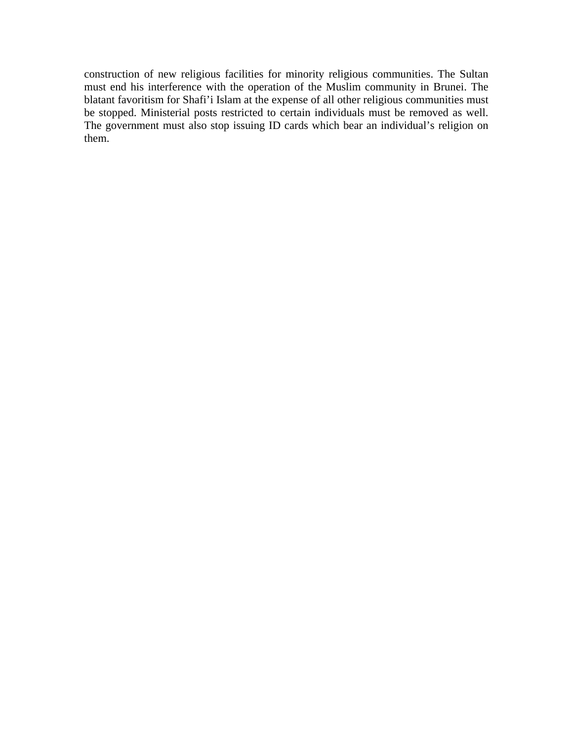construction of new religious facilities for minority religious communities. The Sultan must end his interference with the operation of the Muslim community in Brunei. The blatant favoritism for Shafi'i Islam at the expense of all other religious communities must be stopped. Ministerial posts restricted to certain individuals must be removed as well. The government must also stop issuing ID cards which bear an individual's religion on them.